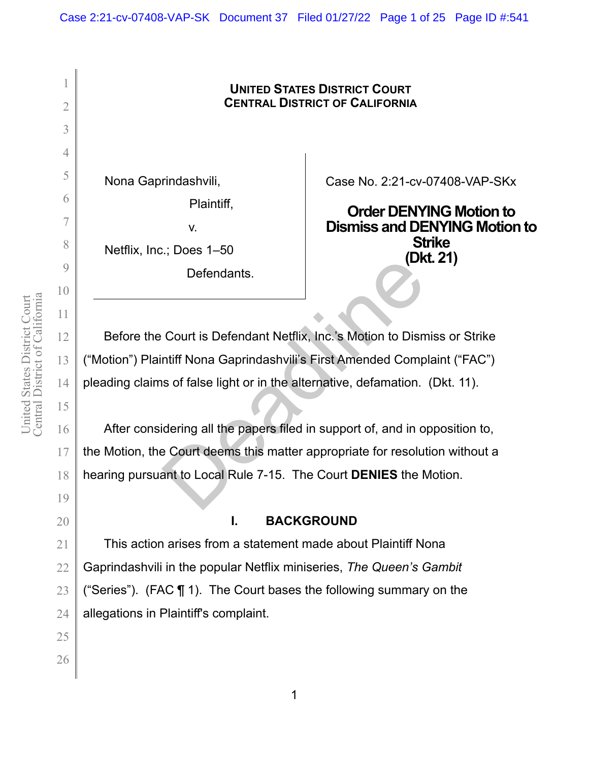**UNITED STATES DISTRICT COURT**
**CENTRAL DISTRICT OF CALIFORNIA**

| | |
|---|---|
| Nona Gaprindashvili,<br>Plaintiff,<br>v.<br>Netflix, Inc.; Does 1–50<br>Defendants. | Case No. 2:21-cv-07408-VAP-SKx<br><br>**Order DENYING Motion to Dismiss and DENYING Motion to Strike (Dkt. 21)** |

Before the Court is Defendant Netflix, Inc.'s Motion to Dismiss or Strike ("Motion") Plaintiff Nona Gaprindashvili's First Amended Complaint ("FAC") pleading claims of false light or in the alternative, defamation. (Dkt. 11).

After considering all the papers filed in support of, and in opposition to, the Motion, the Court deems this matter appropriate for resolution without a hearing pursuant to Local Rule 7-15. The Court **DENIES** the Motion.

## I. BACKGROUND

This action arises from a statement made about Plaintiff Nona Gaprindashvili in the popular Netflix miniseries, *The Queen's Gambit* ("Series"). (FAC ¶ 1). The Court bases the following summary on the allegations in Plaintiff's complaint.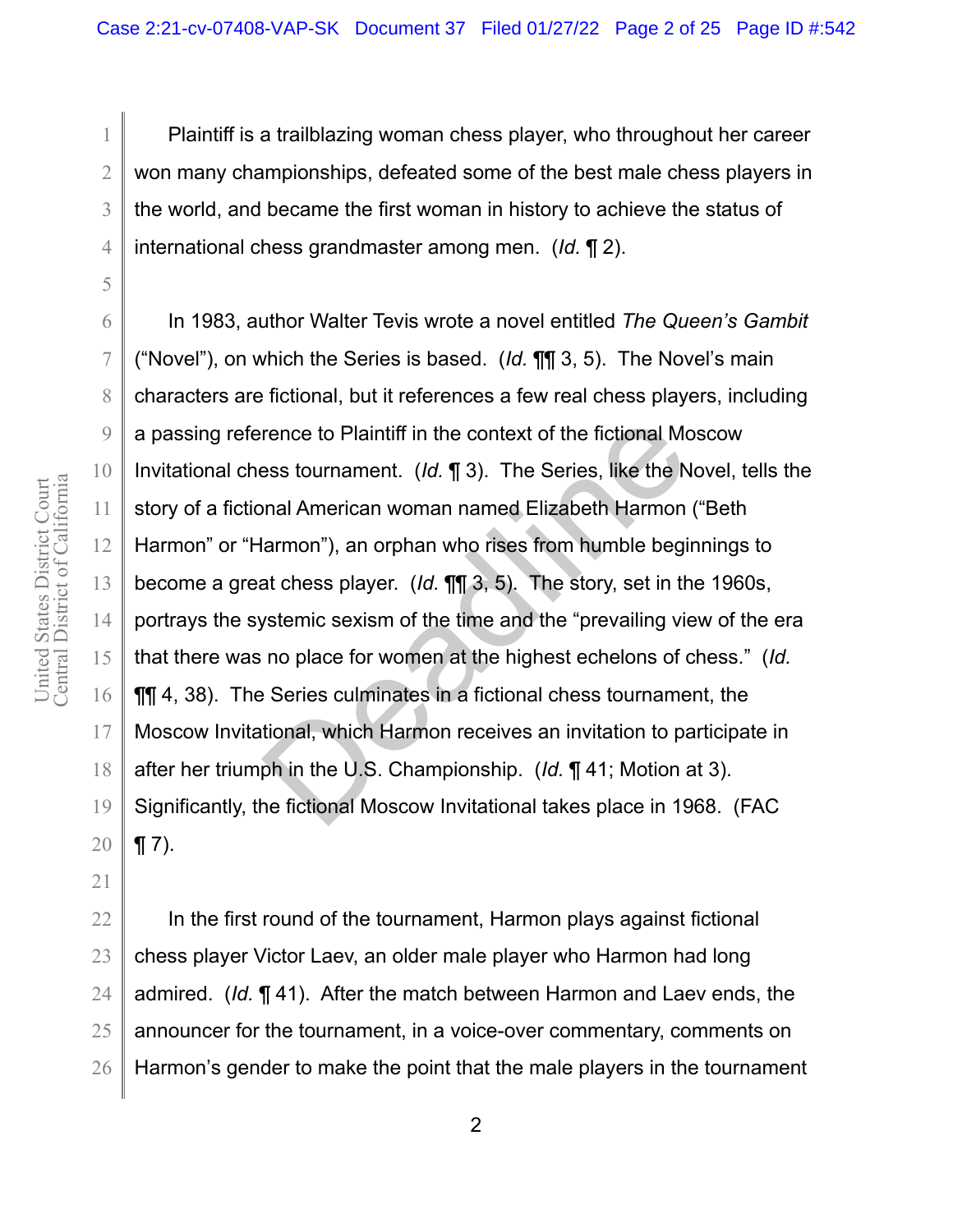Plaintiff is a trailblazing woman chess player, who throughout her career won many championships, defeated some of the best male chess players in the world, and became the first woman in history to achieve the status of international chess grandmaster among men. (*Id.* ¶ 2).

In 1983, author Walter Tevis wrote a novel entitled *The Queen's Gambit* ("Novel"), on which the Series is based. (*Id.* ¶¶ 3, 5). The Novel's main characters are fictional, but it references a few real chess players, including a passing reference to Plaintiff in the context of the fictional Moscow Invitational chess tournament. (*Id.* ¶ 3). The Series, like the Novel, tells the story of a fictional American woman named Elizabeth Harmon ("Beth Harmon" or "Harmon"), an orphan who rises from humble beginnings to become a great chess player. (*Id.* ¶¶ 3, 5). The story, set in the 1960s, portrays the systemic sexism of the time and the "prevailing view of the era that there was no place for women at the highest echelons of chess." (*Id.* ¶¶ 4, 38). The Series culminates in a fictional chess tournament, the Moscow Invitational, which Harmon receives an invitation to participate in after her triumph in the U.S. Championship. (*Id.* ¶ 41; Motion at 3). Significantly, the fictional Moscow Invitational takes place in 1968. (FAC ¶ 7).

In the first round of the tournament, Harmon plays against fictional chess player Victor Laev, an older male player who Harmon had long admired. (*Id.* ¶ 41). After the match between Harmon and Laev ends, the announcer for the tournament, in a voice-over commentary, comments on Harmon's gender to make the point that the male players in the tournament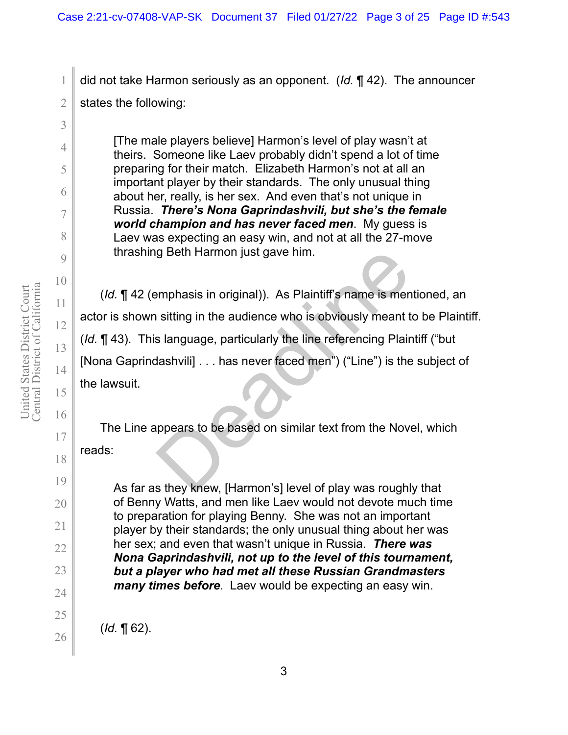did not take Harmon seriously as an opponent. (*Id.* ¶ 42). The announcer states the following:

> [The male players believe] Harmon's level of play wasn't at theirs. Someone like Laev probably didn't spend a lot of time preparing for their match. Elizabeth Harmon's not at all an important player by their standards. The only unusual thing about her, really, is her sex. And even that's not unique in Russia. ***There's Nona Gaprindashvili, but she's the female world champion and has never faced men***. My guess is Laev was expecting an easy win, and not at all the 27-move thrashing Beth Harmon just gave him.

(*Id.* ¶ 42 (emphasis in original)). As Plaintiff's name is mentioned, an actor is shown sitting in the audience who is obviously meant to be Plaintiff. (*Id.* ¶ 43). This language, particularly the line referencing Plaintiff ("but [Nona Gaprindashvili] . . . has never faced men") ("Line") is the subject of the lawsuit.

The Line appears to be based on similar text from the Novel, which reads:

> As far as they knew, [Harmon's] level of play was roughly that of Benny Watts, and men like Laev would not devote much time to preparation for playing Benny. She was not an important player by their standards; the only unusual thing about her was her sex; and even that wasn't unique in Russia. ***There was Nona Gaprindashvili, not up to the level of this tournament, but a player who had met all these Russian Grandmasters many times before***. Laev would be expecting an easy win.

(*Id.* ¶ 62).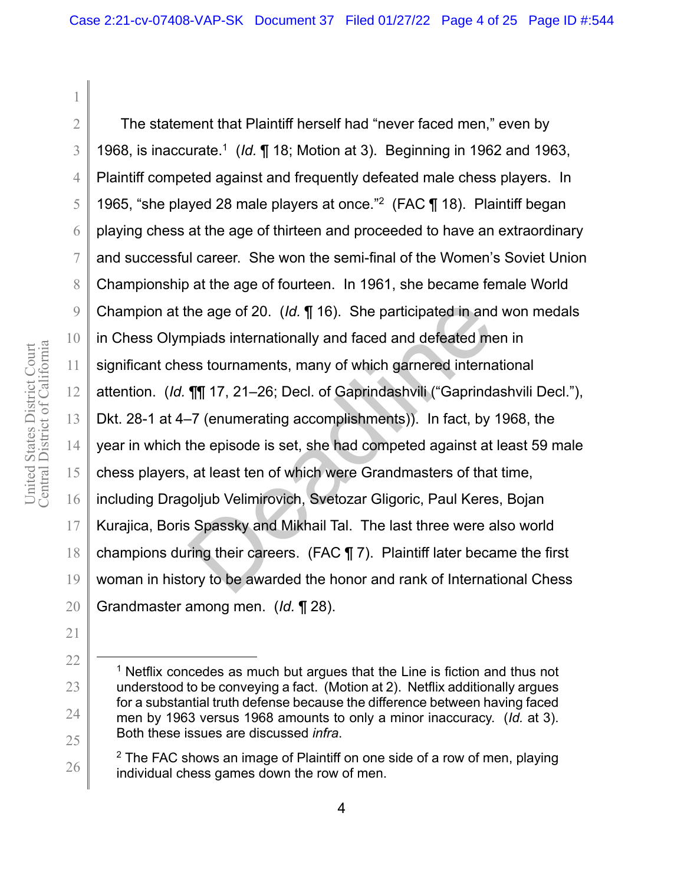The statement that Plaintiff herself had "never faced men," even by 1968, is inaccurate.[1] (*Id.* ¶ 18; Motion at 3). Beginning in 1962 and 1963, Plaintiff competed against and frequently defeated male chess players. In 1965, "she played 28 male players at once."[2] (FAC ¶ 18). Plaintiff began playing chess at the age of thirteen and proceeded to have an extraordinary and successful career. She won the semi-final of the Women's Soviet Union Championship at the age of fourteen. In 1961, she became female World Champion at the age of 20. (*Id.* ¶ 16). She participated in and won medals in Chess Olympiads internationally and faced and defeated men in significant chess tournaments, many of which garnered international attention. (*Id.* ¶¶ 17, 21–26; Decl. of Gaprindashvili ("Gaprindashvili Decl."), Dkt. 28-1 at 4–7 (enumerating accomplishments)). In fact, by 1968, the year in which the episode is set, she had competed against at least 59 male chess players, at least ten of which were Grandmasters of that time, including Dragoljub Velimirovich, Svetozar Gligoric, Paul Keres, Bojan Kurajica, Boris Spassky and Mikhail Tal. The last three were also world champions during their careers. (FAC ¶ 7). Plaintiff later became the first woman in history to be awarded the honor and rank of International Chess Grandmaster among men. (*Id.* ¶ 28).

---

[1] Netflix concedes as much but argues that the Line is fiction and thus not understood to be conveying a fact. (Motion at 2). Netflix additionally argues for a substantial truth defense because the difference between having faced men by 1963 versus 1968 amounts to only a minor inaccuracy. (*Id.* at 3). Both these issues are discussed *infra*.

[2] The FAC shows an image of Plaintiff on one side of a row of men, playing individual chess games down the row of men.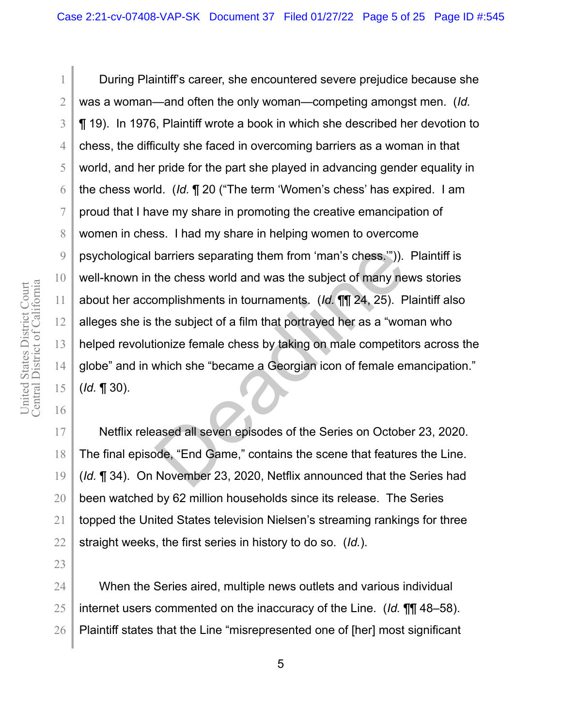During Plaintiff's career, she encountered severe prejudice because she was a woman—and often the only woman—competing amongst men. (*Id.* ¶ 19). In 1976, Plaintiff wrote a book in which she described her devotion to chess, the difficulty she faced in overcoming barriers as a woman in that world, and her pride for the part she played in advancing gender equality in the chess world. (*Id.* ¶ 20 ("The term 'Women's chess' has expired. I am proud that I have my share in promoting the creative emancipation of women in chess. I had my share in helping women to overcome psychological barriers separating them from 'man's chess.'")). Plaintiff is well-known in the chess world and was the subject of many news stories about her accomplishments in tournaments. (*Id.* ¶¶ 24, 25). Plaintiff also alleges she is the subject of a film that portrayed her as a "woman who helped revolutionize female chess by taking on male competitors across the globe" and in which she "became a Georgian icon of female emancipation." (*Id.* ¶ 30).

Netflix released all seven episodes of the Series on October 23, 2020. The final episode, "End Game," contains the scene that features the Line. (*Id.* ¶ 34). On November 23, 2020, Netflix announced that the Series had been watched by 62 million households since its release. The Series topped the United States television Nielsen's streaming rankings for three straight weeks, the first series in history to do so. (*Id.*).

When the Series aired, multiple news outlets and various individual internet users commented on the inaccuracy of the Line. (*Id.* ¶¶ 48–58). Plaintiff states that the Line "misrepresented one of [her] most significant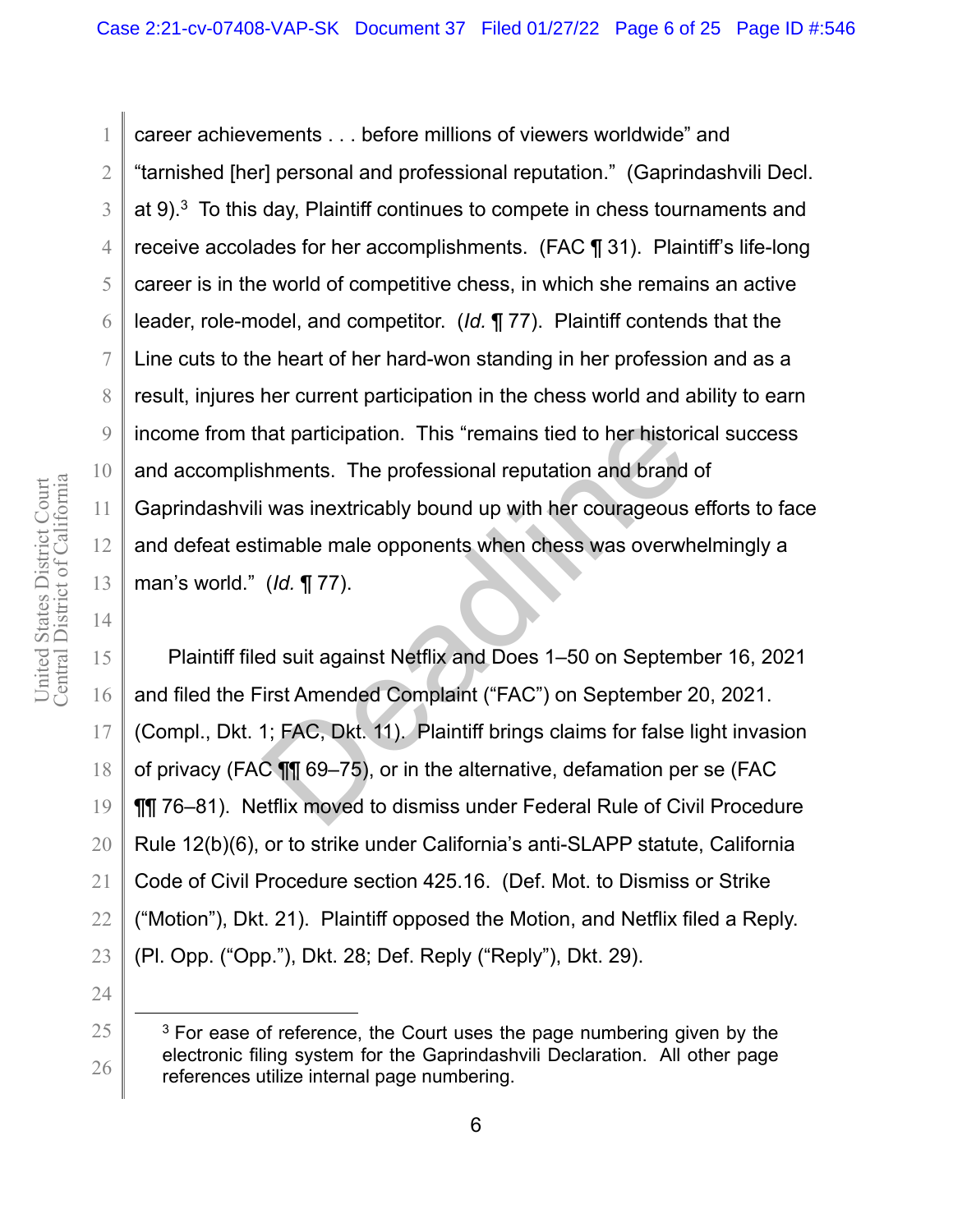career achievements . . . before millions of viewers worldwide" and "tarnished [her] personal and professional reputation." (Gaprindashvili Decl. at 9).[3] To this day, Plaintiff continues to compete in chess tournaments and receive accolades for her accomplishments. (FAC ¶ 31). Plaintiff's life-long career is in the world of competitive chess, in which she remains an active leader, role-model, and competitor. (*Id.* ¶ 77). Plaintiff contends that the Line cuts to the heart of her hard-won standing in her profession and as a result, injures her current participation in the chess world and ability to earn income from that participation. This "remains tied to her historical success and accomplishments. The professional reputation and brand of Gaprindashvili was inextricably bound up with her courageous efforts to face and defeat estimable male opponents when chess was overwhelmingly a man's world." (*Id.* ¶ 77).

Plaintiff filed suit against Netflix and Does 1–50 on September 16, 2021 and filed the First Amended Complaint ("FAC") on September 20, 2021. (Compl., Dkt. 1; FAC, Dkt. 11). Plaintiff brings claims for false light invasion of privacy (FAC ¶¶ 69–75), or in the alternative, defamation per se (FAC ¶¶ 76–81). Netflix moved to dismiss under Federal Rule of Civil Procedure Rule 12(b)(6), or to strike under California's anti-SLAPP statute, California Code of Civil Procedure section 425.16. (Def. Mot. to Dismiss or Strike ("Motion"), Dkt. 21). Plaintiff opposed the Motion, and Netflix filed a Reply. (Pl. Opp. ("Opp."), Dkt. 28; Def. Reply ("Reply"), Dkt. 29).

---

[3] For ease of reference, the Court uses the page numbering given by the electronic filing system for the Gaprindashvili Declaration. All other page references utilize internal page numbering.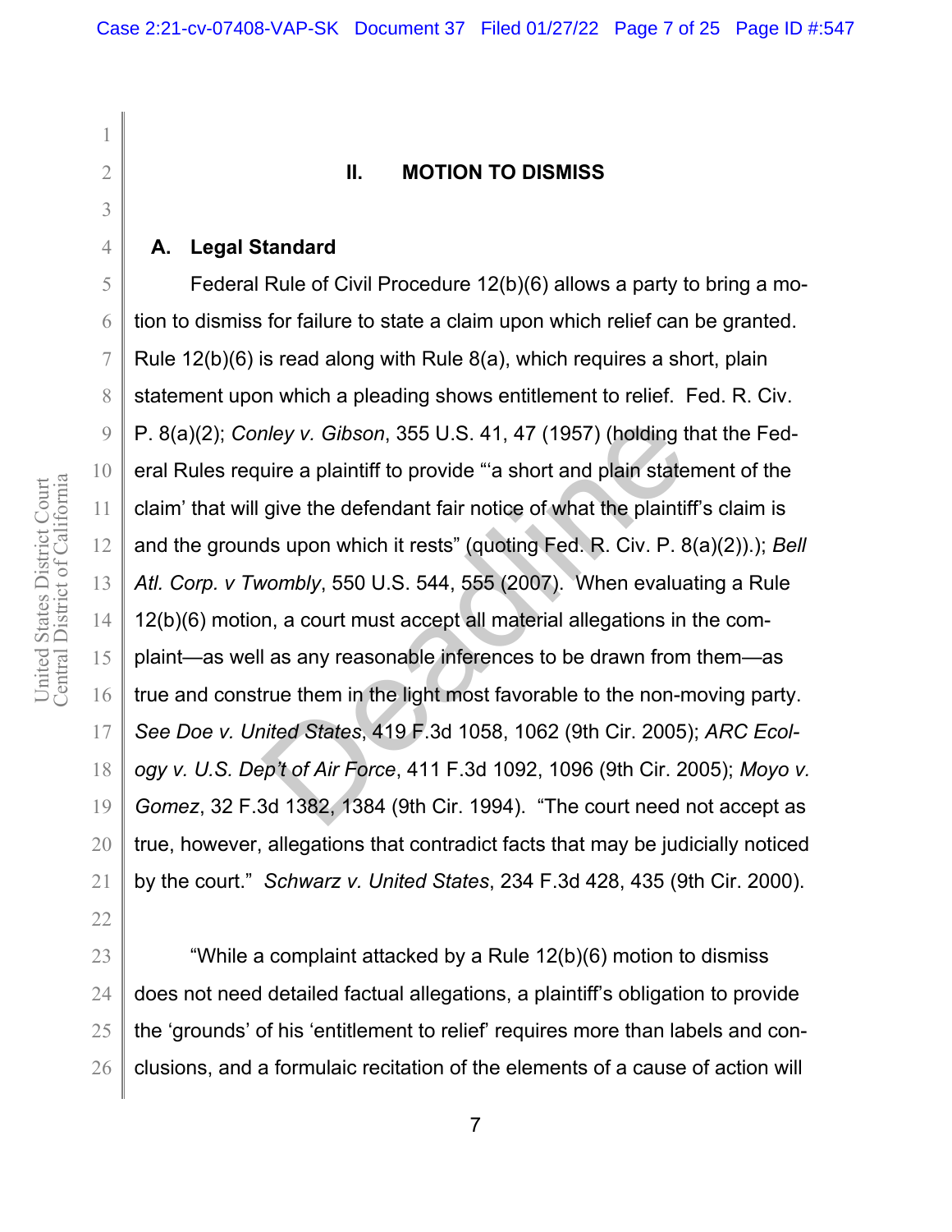## II. MOTION TO DISMISS

### A. Legal Standard

Federal Rule of Civil Procedure 12(b)(6) allows a party to bring a motion to dismiss for failure to state a claim upon which relief can be granted. Rule 12(b)(6) is read along with Rule 8(a), which requires a short, plain statement upon which a pleading shows entitlement to relief. Fed. R. Civ. P. 8(a)(2); *Conley v. Gibson*, 355 U.S. 41, 47 (1957) (holding that the Federal Rules require a plaintiff to provide "'a short and plain statement of the claim' that will give the defendant fair notice of what the plaintiff's claim is and the grounds upon which it rests" (quoting Fed. R. Civ. P. 8(a)(2)).); *Bell Atl. Corp. v Twombly*, 550 U.S. 544, 555 (2007). When evaluating a Rule 12(b)(6) motion, a court must accept all material allegations in the complaint—as well as any reasonable inferences to be drawn from them—as true and construe them in the light most favorable to the non-moving party. *See Doe v. United States*, 419 F.3d 1058, 1062 (9th Cir. 2005); *ARC Ecology v. U.S. Dep't of Air Force*, 411 F.3d 1092, 1096 (9th Cir. 2005); *Moyo v. Gomez*, 32 F.3d 1382, 1384 (9th Cir. 1994). "The court need not accept as true, however, allegations that contradict facts that may be judicially noticed by the court." *Schwarz v. United States*, 234 F.3d 428, 435 (9th Cir. 2000).

"While a complaint attacked by a Rule 12(b)(6) motion to dismiss does not need detailed factual allegations, a plaintiff's obligation to provide the 'grounds' of his 'entitlement to relief' requires more than labels and conclusions, and a formulaic recitation of the elements of a cause of action will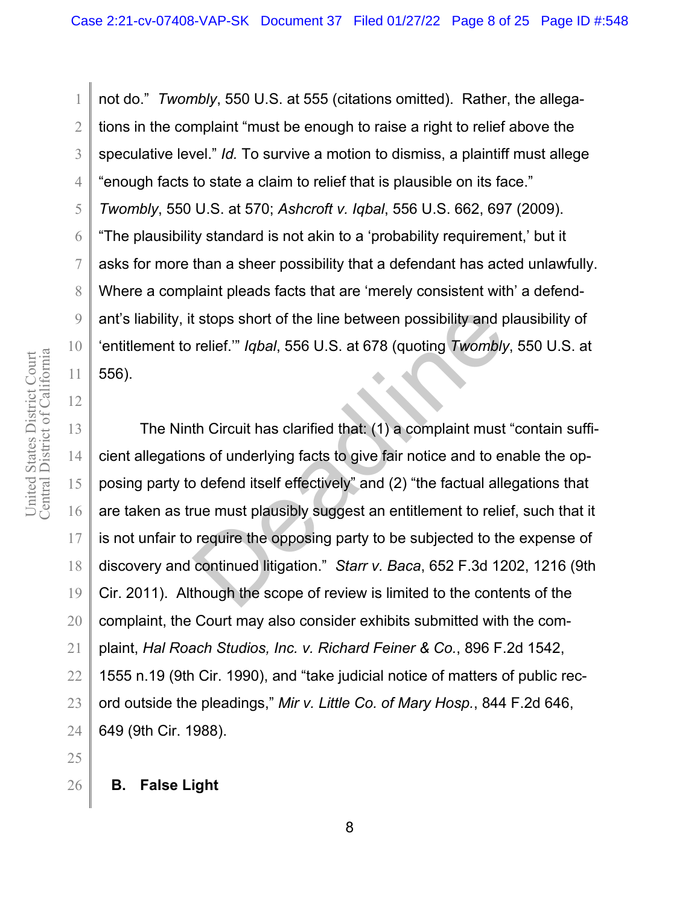not do." *Twombly*, 550 U.S. at 555 (citations omitted). Rather, the allegations in the complaint "must be enough to raise a right to relief above the speculative level." *Id.* To survive a motion to dismiss, a plaintiff must allege "enough facts to state a claim to relief that is plausible on its face." *Twombly*, 550 U.S. at 570; *Ashcroft v. Iqbal*, 556 U.S. 662, 697 (2009). "The plausibility standard is not akin to a 'probability requirement,' but it asks for more than a sheer possibility that a defendant has acted unlawfully. Where a complaint pleads facts that are 'merely consistent with' a defendant's liability, it stops short of the line between possibility and plausibility of 'entitlement to relief.'" *Iqbal*, 556 U.S. at 678 (quoting *Twombly*, 550 U.S. at 556).

The Ninth Circuit has clarified that: (1) a complaint must "contain sufficient allegations of underlying facts to give fair notice and to enable the opposing party to defend itself effectively" and (2) "the factual allegations that are taken as true must plausibly suggest an entitlement to relief, such that it is not unfair to require the opposing party to be subjected to the expense of discovery and continued litigation." *Starr v. Baca*, 652 F.3d 1202, 1216 (9th Cir. 2011). Although the scope of review is limited to the contents of the complaint, the Court may also consider exhibits submitted with the complaint, *Hal Roach Studios, Inc. v. Richard Feiner & Co.*, 896 F.2d 1542, 1555 n.19 (9th Cir. 1990), and "take judicial notice of matters of public record outside the pleadings," *Mir v. Little Co. of Mary Hosp.*, 844 F.2d 646, 649 (9th Cir. 1988).

### B. False Light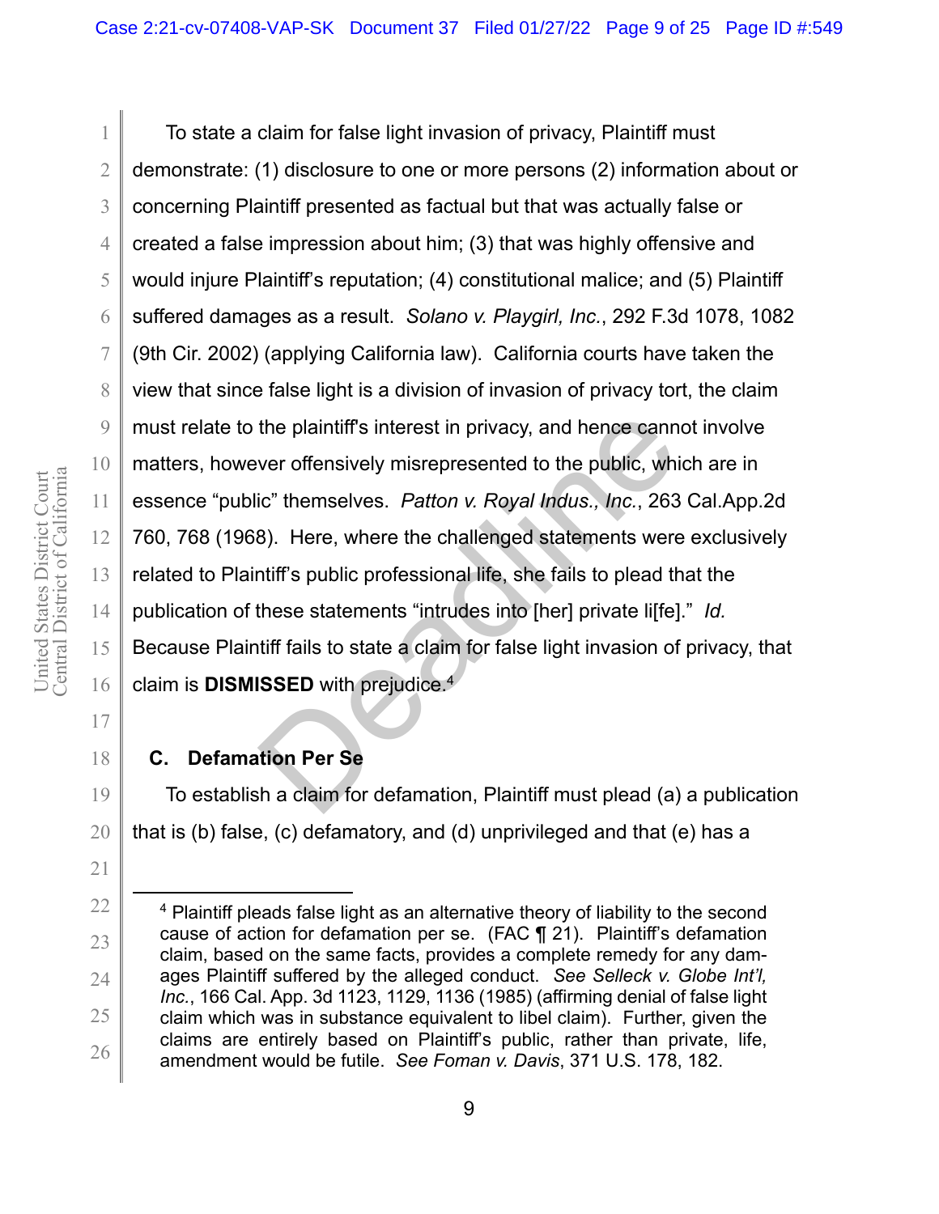To state a claim for false light invasion of privacy, Plaintiff must demonstrate: (1) disclosure to one or more persons (2) information about or concerning Plaintiff presented as factual but that was actually false or created a false impression about him; (3) that was highly offensive and would injure Plaintiff's reputation; (4) constitutional malice; and (5) Plaintiff suffered damages as a result. *Solano v. Playgirl, Inc.*, 292 F.3d 1078, 1082 (9th Cir. 2002) (applying California law). California courts have taken the view that since false light is a division of invasion of privacy tort, the claim must relate to the plaintiff's interest in privacy, and hence cannot involve matters, however offensively misrepresented to the public, which are in essence "public" themselves. *Patton v. Royal Indus., Inc.*, 263 Cal.App.2d 760, 768 (1968). Here, where the challenged statements were exclusively related to Plaintiff's public professional life, she fails to plead that the publication of these statements "intrudes into [her] private li[fe]." *Id.* Because Plaintiff fails to state a claim for false light invasion of privacy, that claim is **DISMISSED** with prejudice.[4]

### C. Defamation Per Se

To establish a claim for defamation, Plaintiff must plead (a) a publication that is (b) false, (c) defamatory, and (d) unprivileged and that (e) has a

---

[4] Plaintiff pleads false light as an alternative theory of liability to the second cause of action for defamation per se. (FAC ¶ 21). Plaintiff's defamation claim, based on the same facts, provides a complete remedy for any damages Plaintiff suffered by the alleged conduct. *See Selleck v. Globe Int'l, Inc.*, 166 Cal. App. 3d 1123, 1129, 1136 (1985) (affirming denial of false light claim which was in substance equivalent to libel claim). Further, given the claims are entirely based on Plaintiff's public, rather than private, life, amendment would be futile. *See Foman v. Davis*, 371 U.S. 178, 182.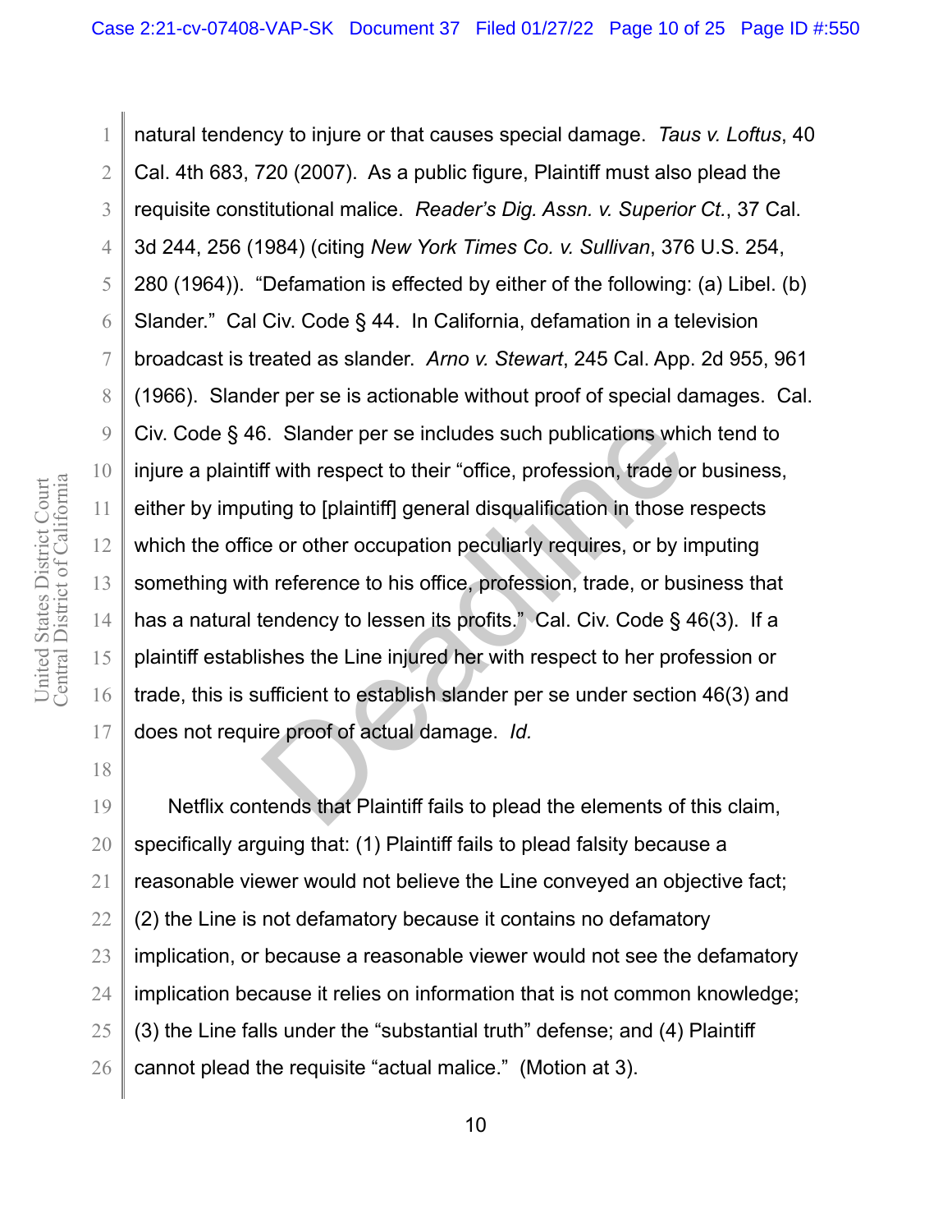natural tendency to injure or that causes special damage. *Taus v. Loftus*, 40 Cal. 4th 683, 720 (2007). As a public figure, Plaintiff must also plead the requisite constitutional malice. *Reader's Dig. Assn. v. Superior Ct.*, 37 Cal. 3d 244, 256 (1984) (citing *New York Times Co. v. Sullivan*, 376 U.S. 254, 280 (1964)). "Defamation is effected by either of the following: (a) Libel. (b) Slander." Cal Civ. Code § 44. In California, defamation in a television broadcast is treated as slander. *Arno v. Stewart*, 245 Cal. App. 2d 955, 961 (1966). Slander per se is actionable without proof of special damages. Cal. Civ. Code § 46. Slander per se includes such publications which tend to injure a plaintiff with respect to their "office, profession, trade or business, either by imputing to [plaintiff] general disqualification in those respects which the office or other occupation peculiarly requires, or by imputing something with reference to his office, profession, trade, or business that has a natural tendency to lessen its profits." Cal. Civ. Code § 46(3). If a plaintiff establishes the Line injured her with respect to her profession or trade, this is sufficient to establish slander per se under section 46(3) and does not require proof of actual damage. *Id.*

Netflix contends that Plaintiff fails to plead the elements of this claim, specifically arguing that: (1) Plaintiff fails to plead falsity because a reasonable viewer would not believe the Line conveyed an objective fact; (2) the Line is not defamatory because it contains no defamatory implication, or because a reasonable viewer would not see the defamatory implication because it relies on information that is not common knowledge; (3) the Line falls under the "substantial truth" defense; and (4) Plaintiff cannot plead the requisite "actual malice." (Motion at 3).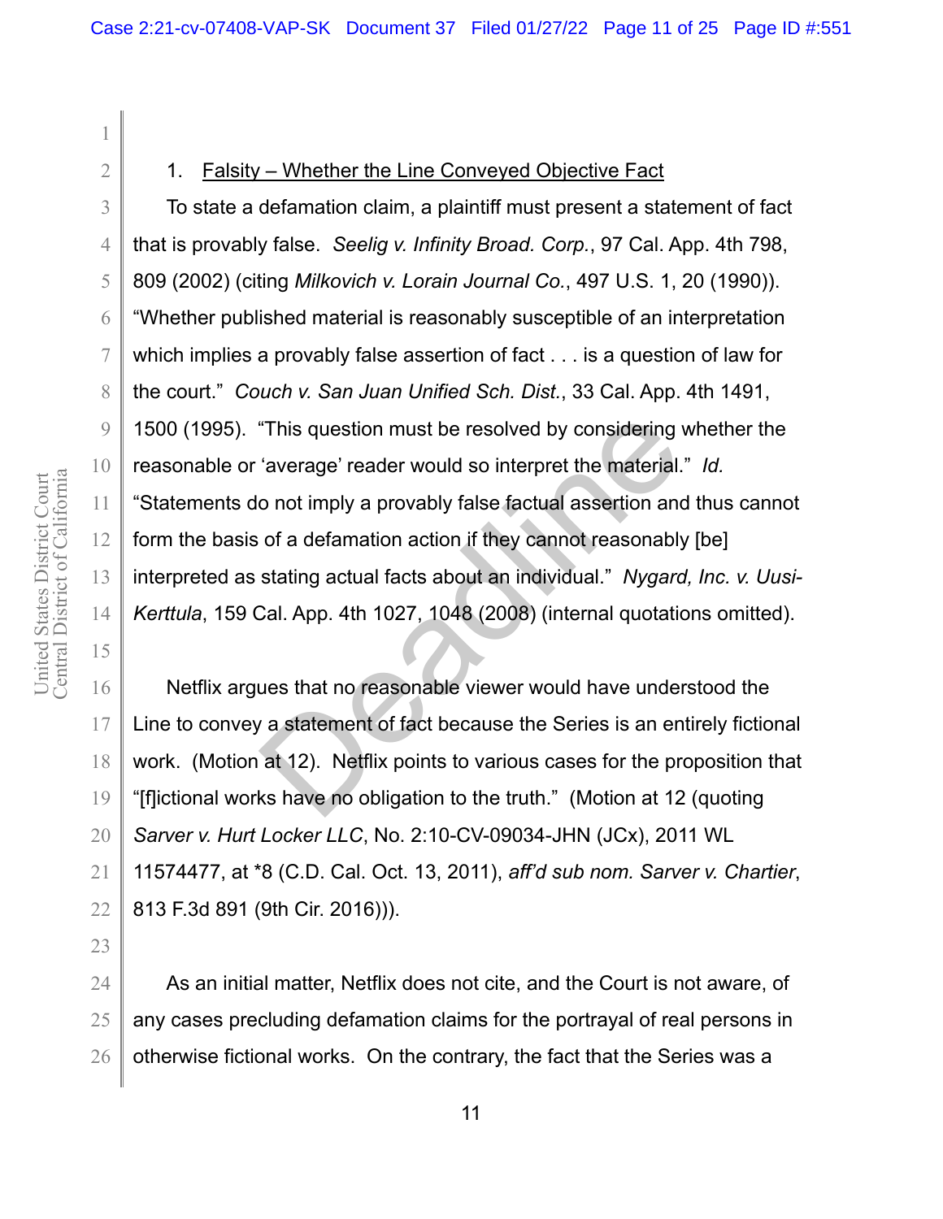1. Falsity – Whether the Line Conveyed Objective Fact

To state a defamation claim, a plaintiff must present a statement of fact that is provably false. *Seelig v. Infinity Broad. Corp.*, 97 Cal. App. 4th 798, 809 (2002) (citing *Milkovich v. Lorain Journal Co.*, 497 U.S. 1, 20 (1990)). "Whether published material is reasonably susceptible of an interpretation which implies a provably false assertion of fact . . . is a question of law for the court." *Couch v. San Juan Unified Sch. Dist.*, 33 Cal. App. 4th 1491, 1500 (1995). "This question must be resolved by considering whether the reasonable or 'average' reader would so interpret the material." *Id.* "Statements do not imply a provably false factual assertion and thus cannot form the basis of a defamation action if they cannot reasonably [be] interpreted as stating actual facts about an individual." *Nygard, Inc. v. Uusi-Kerttula*, 159 Cal. App. 4th 1027, 1048 (2008) (internal quotations omitted).

Netflix argues that no reasonable viewer would have understood the Line to convey a statement of fact because the Series is an entirely fictional work. (Motion at 12). Netflix points to various cases for the proposition that "[f]ictional works have no obligation to the truth." (Motion at 12 (quoting *Sarver v. Hurt Locker LLC*, No. 2:10-CV-09034-JHN (JCx), 2011 WL 11574477, at *8 (C.D. Cal. Oct. 13, 2011), *aff'd sub nom. Sarver v. Chartier*, 813 F.3d 891 (9th Cir. 2016))).

As an initial matter, Netflix does not cite, and the Court is not aware, of any cases precluding defamation claims for the portrayal of real persons in otherwise fictional works. On the contrary, the fact that the Series was a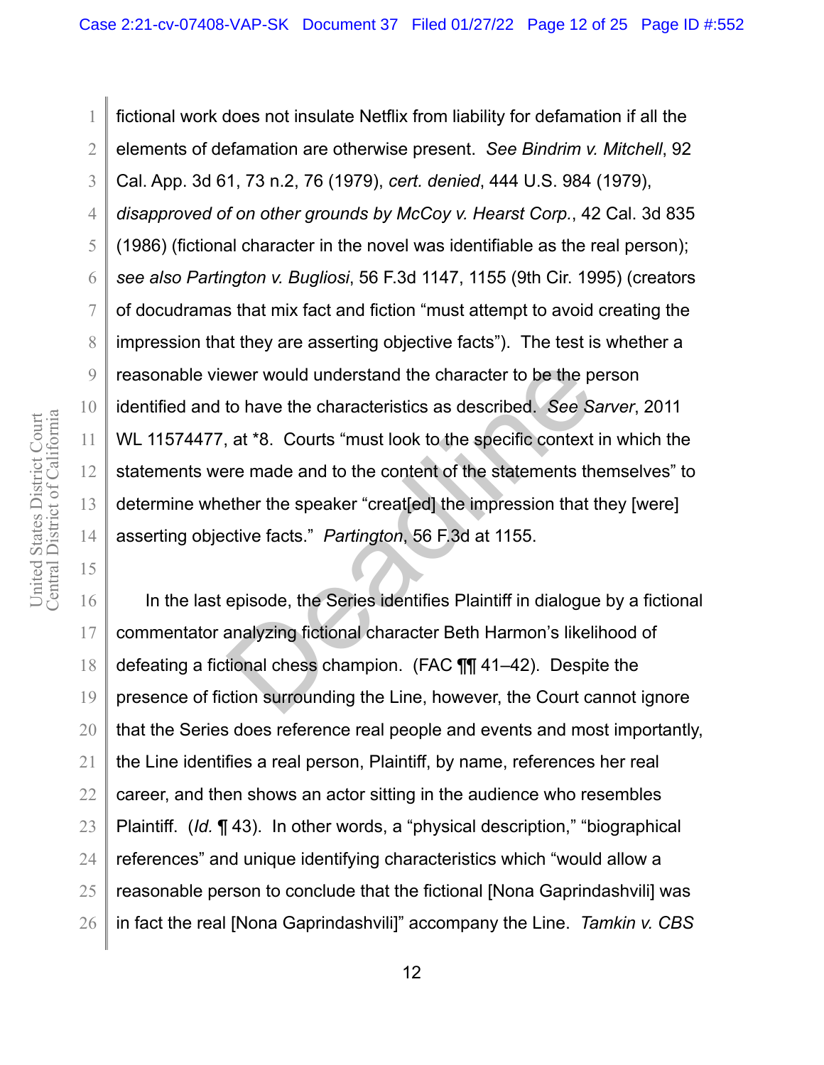fictional work does not insulate Netflix from liability for defamation if all the elements of defamation are otherwise present. *See Bindrim v. Mitchell*, 92 Cal. App. 3d 61, 73 n.2, 76 (1979), *cert. denied*, 444 U.S. 984 (1979), *disapproved of on other grounds by McCoy v. Hearst Corp.*, 42 Cal. 3d 835 (1986) (fictional character in the novel was identifiable as the real person); *see also Partington v. Bugliosi*, 56 F.3d 1147, 1155 (9th Cir. 1995) (creators of docudramas that mix fact and fiction "must attempt to avoid creating the impression that they are asserting objective facts"). The test is whether a reasonable viewer would understand the character to be the person identified and to have the characteristics as described. *See Sarver*, 2011 WL 11574477, at *8. Courts "must look to the specific context in which the statements were made and to the content of the statements themselves" to determine whether the speaker "creat[ed] the impression that they [were] asserting objective facts." *Partington*, 56 F.3d at 1155.

In the last episode, the Series identifies Plaintiff in dialogue by a fictional commentator analyzing fictional character Beth Harmon's likelihood of defeating a fictional chess champion. (FAC ¶¶ 41–42). Despite the presence of fiction surrounding the Line, however, the Court cannot ignore that the Series does reference real people and events and most importantly, the Line identifies a real person, Plaintiff, by name, references her real career, and then shows an actor sitting in the audience who resembles Plaintiff. (*Id.* ¶ 43). In other words, a "physical description," "biographical references" and unique identifying characteristics which "would allow a reasonable person to conclude that the fictional [Nona Gaprindashvili] was in fact the real [Nona Gaprindashvili]" accompany the Line. *Tamkin v. CBS*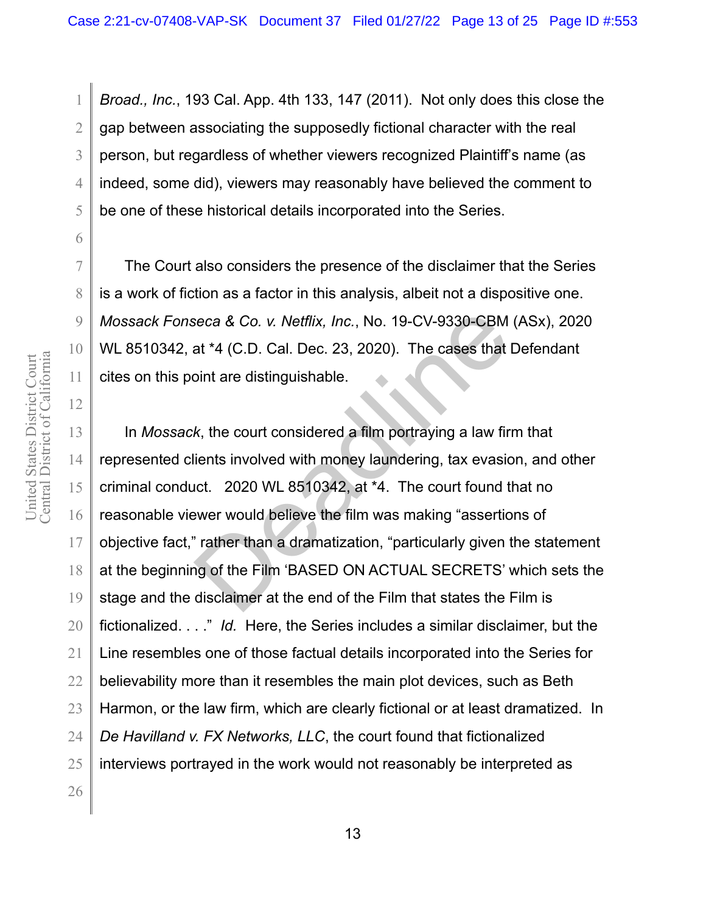*Broad., Inc.*, 193 Cal. App. 4th 133, 147 (2011). Not only does this close the gap between associating the supposedly fictional character with the real person, but regardless of whether viewers recognized Plaintiff's name (as indeed, some did), viewers may reasonably have believed the comment to be one of these historical details incorporated into the Series.

The Court also considers the presence of the disclaimer that the Series is a work of fiction as a factor in this analysis, albeit not a dispositive one. *Mossack Fonseca & Co. v. Netflix, Inc.*, No. 19-CV-9330-CBM (ASx), 2020 WL 8510342, at *4 (C.D. Cal. Dec. 23, 2020). The cases that Defendant cites on this point are distinguishable.

In *Mossack*, the court considered a film portraying a law firm that represented clients involved with money laundering, tax evasion, and other criminal conduct. 2020 WL 8510342, at *4. The court found that no reasonable viewer would believe the film was making "assertions of objective fact," rather than a dramatization, "particularly given the statement at the beginning of the Film 'BASED ON ACTUAL SECRETS' which sets the stage and the disclaimer at the end of the Film that states the Film is fictionalized. . . ." *Id.* Here, the Series includes a similar disclaimer, but the Line resembles one of those factual details incorporated into the Series for believability more than it resembles the main plot devices, such as Beth Harmon, or the law firm, which are clearly fictional or at least dramatized. In *De Havilland v. FX Networks, LLC*, the court found that fictionalized interviews portrayed in the work would not reasonably be interpreted as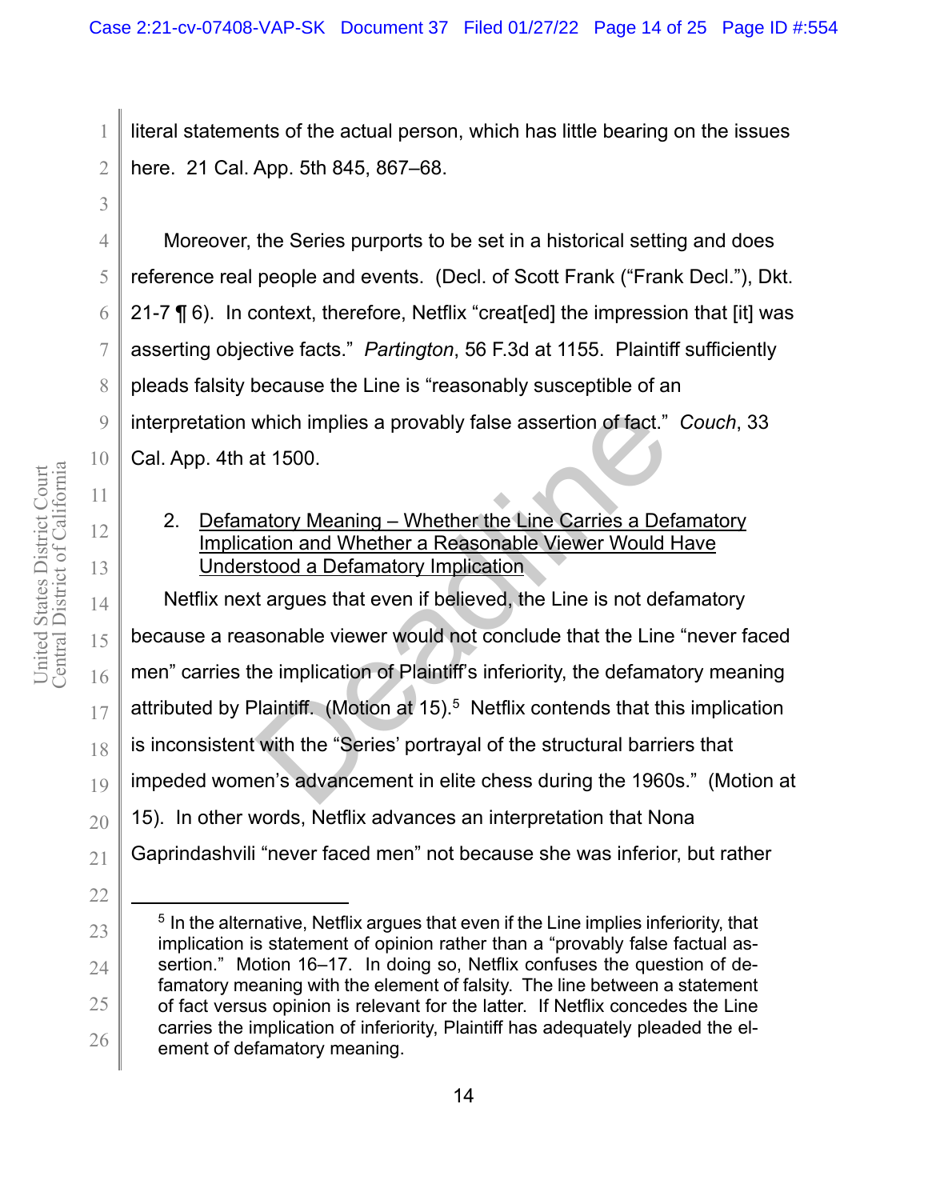literal statements of the actual person, which has little bearing on the issues here. 21 Cal. App. 5th 845, 867–68.

Moreover, the Series purports to be set in a historical setting and does reference real people and events. (Decl. of Scott Frank ("Frank Decl."), Dkt. 21-7 ¶ 6). In context, therefore, Netflix "creat[ed] the impression that [it] was asserting objective facts." *Partington*, 56 F.3d at 1155. Plaintiff sufficiently pleads falsity because the Line is "reasonably susceptible of an interpretation which implies a provably false assertion of fact." *Couch*, 33 Cal. App. 4th at 1500.

2. <u>Defamatory Meaning – Whether the Line Carries a Defamatory Implication and Whether a Reasonable Viewer Would Have Understood a Defamatory Implication</u>

Netflix next argues that even if believed, the Line is not defamatory because a reasonable viewer would not conclude that the Line "never faced men" carries the implication of Plaintiff's inferiority, the defamatory meaning attributed by Plaintiff. (Motion at 15).[5] Netflix contends that this implication is inconsistent with the "Series' portrayal of the structural barriers that impeded women's advancement in elite chess during the 1960s." (Motion at 15). In other words, Netflix advances an interpretation that Nona Gaprindashvili "never faced men" not because she was inferior, but rather

---

[5] In the alternative, Netflix argues that even if the Line implies inferiority, that implication is statement of opinion rather than a "provably false factual assertion." Motion 16–17. In doing so, Netflix confuses the question of defamatory meaning with the element of falsity. The line between a statement of fact versus opinion is relevant for the latter. If Netflix concedes the Line carries the implication of inferiority, Plaintiff has adequately pleaded the element of defamatory meaning.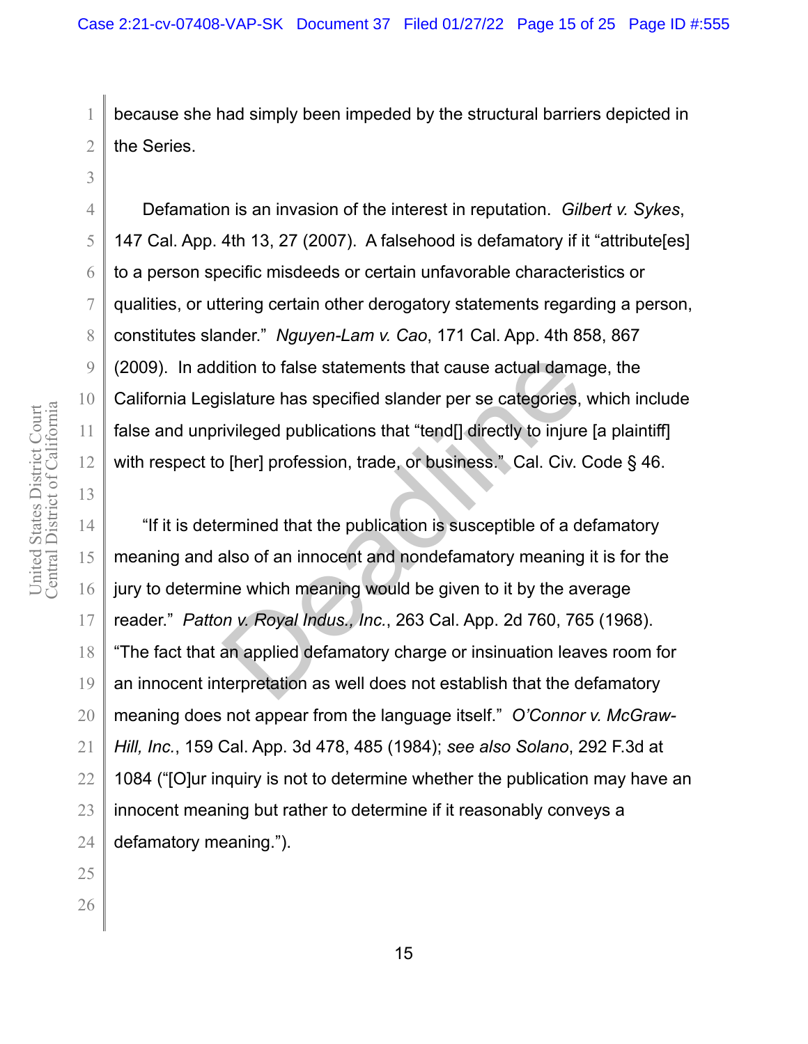because she had simply been impeded by the structural barriers depicted in the Series.

Defamation is an invasion of the interest in reputation. *Gilbert v. Sykes*, 147 Cal. App. 4th 13, 27 (2007). A falsehood is defamatory if it "attribute[es] to a person specific misdeeds or certain unfavorable characteristics or qualities, or uttering certain other derogatory statements regarding a person, constitutes slander." *Nguyen-Lam v. Cao*, 171 Cal. App. 4th 858, 867 (2009). In addition to false statements that cause actual damage, the California Legislature has specified slander per se categories, which include false and unprivileged publications that "tend[] directly to injure [a plaintiff] with respect to [her] profession, trade, or business." Cal. Civ. Code § 46.

"If it is determined that the publication is susceptible of a defamatory meaning and also of an innocent and nondefamatory meaning it is for the jury to determine which meaning would be given to it by the average reader." *Patton v. Royal Indus., Inc.*, 263 Cal. App. 2d 760, 765 (1968). "The fact that an applied defamatory charge or insinuation leaves room for an innocent interpretation as well does not establish that the defamatory meaning does not appear from the language itself." *O'Connor v. McGraw-Hill, Inc.*, 159 Cal. App. 3d 478, 485 (1984); *see also Solano*, 292 F.3d at 1084 ("[O]ur inquiry is not to determine whether the publication may have an innocent meaning but rather to determine if it reasonably conveys a defamatory meaning.").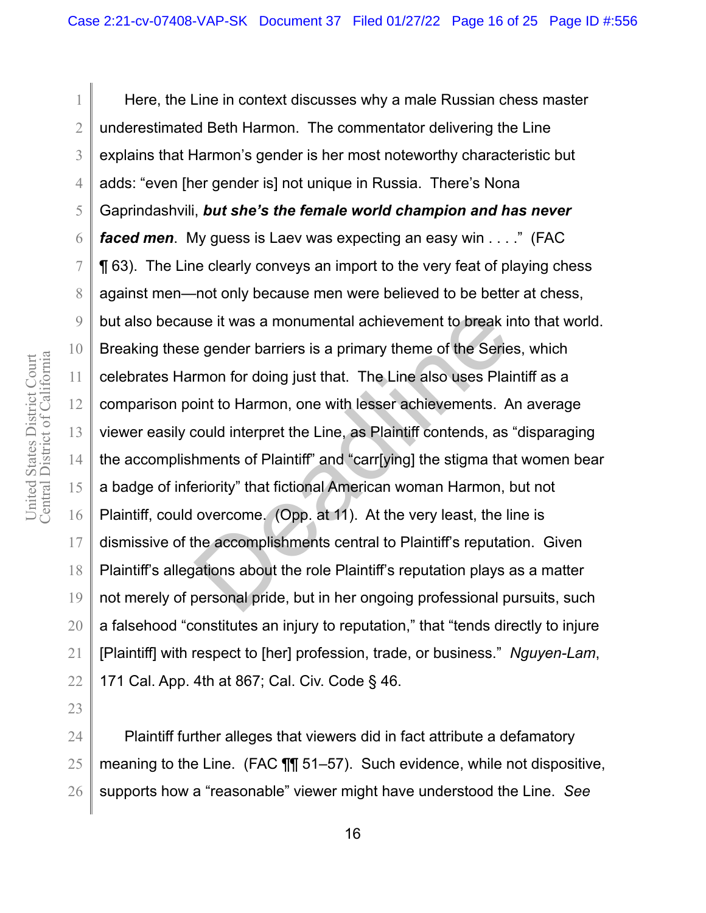Here, the Line in context discusses why a male Russian chess master underestimated Beth Harmon. The commentator delivering the Line explains that Harmon's gender is her most noteworthy characteristic but adds: "even [her gender is] not unique in Russia. There's Nona Gaprindashvili, ***but she's the female world champion and has never faced men***. My guess is Laev was expecting an easy win . . . ." (FAC ¶ 63). The Line clearly conveys an import to the very feat of playing chess against men—not only because men were believed to be better at chess, but also because it was a monumental achievement to break into that world. Breaking these gender barriers is a primary theme of the Series, which celebrates Harmon for doing just that. The Line also uses Plaintiff as a comparison point to Harmon, one with lesser achievements. An average viewer easily could interpret the Line, as Plaintiff contends, as "disparaging the accomplishments of Plaintiff" and "carr[ying] the stigma that women bear a badge of inferiority" that fictional American woman Harmon, but not Plaintiff, could overcome. (Opp. at 11). At the very least, the line is dismissive of the accomplishments central to Plaintiff's reputation. Given Plaintiff's allegations about the role Plaintiff's reputation plays as a matter not merely of personal pride, but in her ongoing professional pursuits, such a falsehood "constitutes an injury to reputation," that "tends directly to injure [Plaintiff] with respect to [her] profession, trade, or business." *Nguyen-Lam*, 171 Cal. App. 4th at 867; Cal. Civ. Code § 46.

Plaintiff further alleges that viewers did in fact attribute a defamatory meaning to the Line. (FAC ¶¶ 51–57). Such evidence, while not dispositive, supports how a "reasonable" viewer might have understood the Line. *See*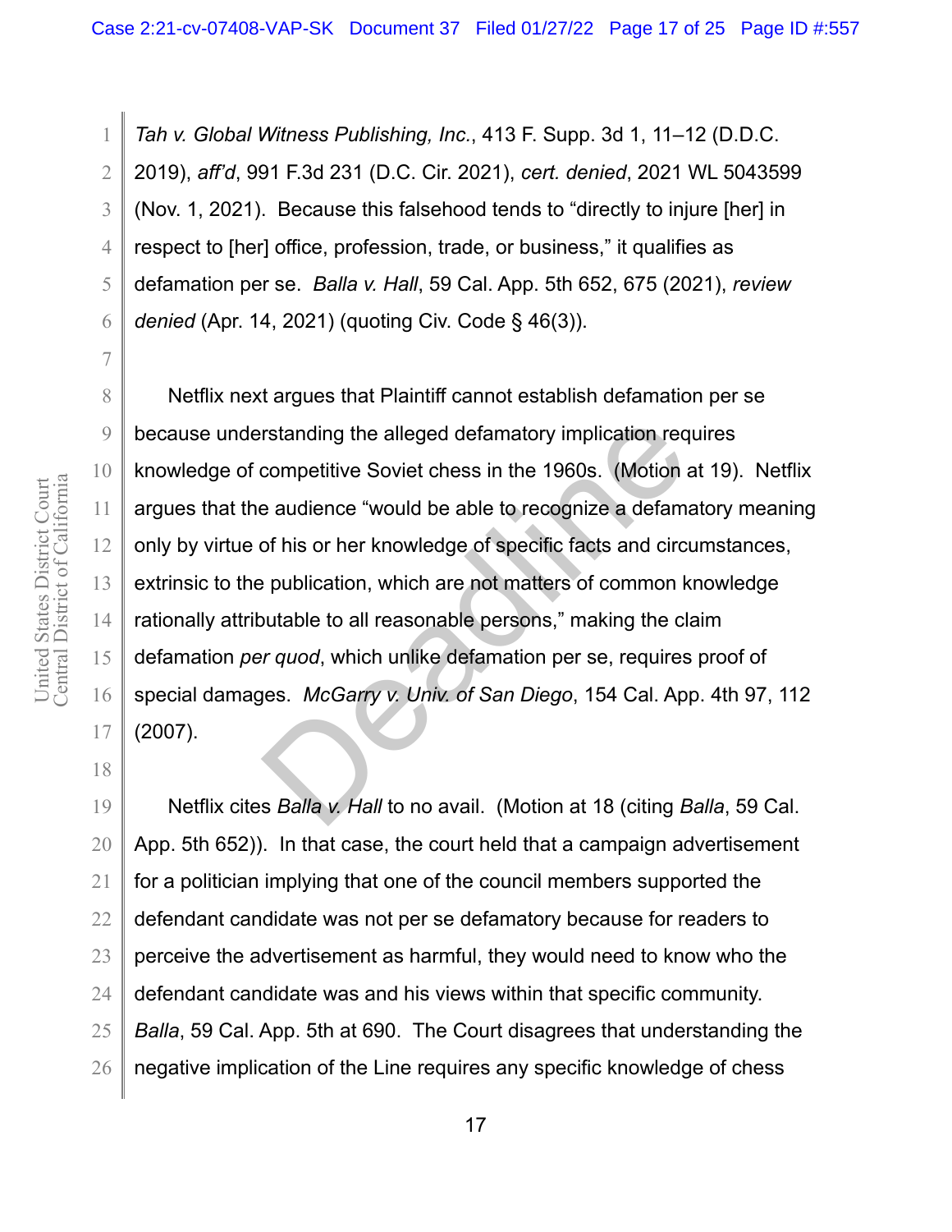*Tah v. Global Witness Publishing, Inc.*, 413 F. Supp. 3d 1, 11–12 (D.D.C. 2019), *aff'd*, 991 F.3d 231 (D.C. Cir. 2021), *cert. denied*, 2021 WL 5043599 (Nov. 1, 2021). Because this falsehood tends to "directly to injure [her] in respect to [her] office, profession, trade, or business," it qualifies as defamation per se. *Balla v. Hall*, 59 Cal. App. 5th 652, 675 (2021), *review denied* (Apr. 14, 2021) (quoting Civ. Code § 46(3)).

Netflix next argues that Plaintiff cannot establish defamation per se because understanding the alleged defamatory implication requires knowledge of competitive Soviet chess in the 1960s. (Motion at 19). Netflix argues that the audience "would be able to recognize a defamatory meaning only by virtue of his or her knowledge of specific facts and circumstances, extrinsic to the publication, which are not matters of common knowledge rationally attributable to all reasonable persons," making the claim defamation *per quod*, which unlike defamation per se, requires proof of special damages. *McGarry v. Univ. of San Diego*, 154 Cal. App. 4th 97, 112 (2007).

Netflix cites *Balla v. Hall* to no avail. (Motion at 18 (citing *Balla*, 59 Cal. App. 5th 652)). In that case, the court held that a campaign advertisement for a politician implying that one of the council members supported the defendant candidate was not per se defamatory because for readers to perceive the advertisement as harmful, they would need to know who the defendant candidate was and his views within that specific community. *Balla*, 59 Cal. App. 5th at 690. The Court disagrees that understanding the negative implication of the Line requires any specific knowledge of chess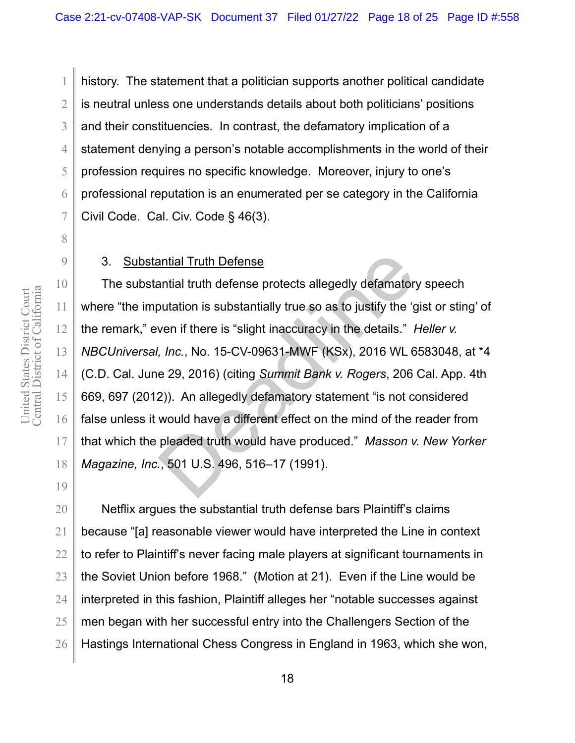history. The statement that a politician supports another political candidate is neutral unless one understands details about both politicians' positions and their constituencies. In contrast, the defamatory implication of a statement denying a person's notable accomplishments in the world of their profession requires no specific knowledge. Moreover, injury to one's professional reputation is an enumerated per se category in the California Civil Code. Cal. Civ. Code § 46(3).

3. Substantial Truth Defense

The substantial truth defense protects allegedly defamatory speech where "the imputation is substantially true so as to justify the 'gist or sting' of the remark," even if there is "slight inaccuracy in the details." *Heller v. NBCUniversal, Inc.*, No. 15-CV-09631-MWF (KSx), 2016 WL 6583048, at *4 (C.D. Cal. June 29, 2016) (citing *Summit Bank v. Rogers*, 206 Cal. App. 4th 669, 697 (2012)). An allegedly defamatory statement "is not considered false unless it would have a different effect on the mind of the reader from that which the pleaded truth would have produced." *Masson v. New Yorker Magazine, Inc.*, 501 U.S. 496, 516–17 (1991).

Netflix argues the substantial truth defense bars Plaintiff's claims because "[a] reasonable viewer would have interpreted the Line in context to refer to Plaintiff's never facing male players at significant tournaments in the Soviet Union before 1968." (Motion at 21). Even if the Line would be interpreted in this fashion, Plaintiff alleges her "notable successes against men began with her successful entry into the Challengers Section of the Hastings International Chess Congress in England in 1963, which she won,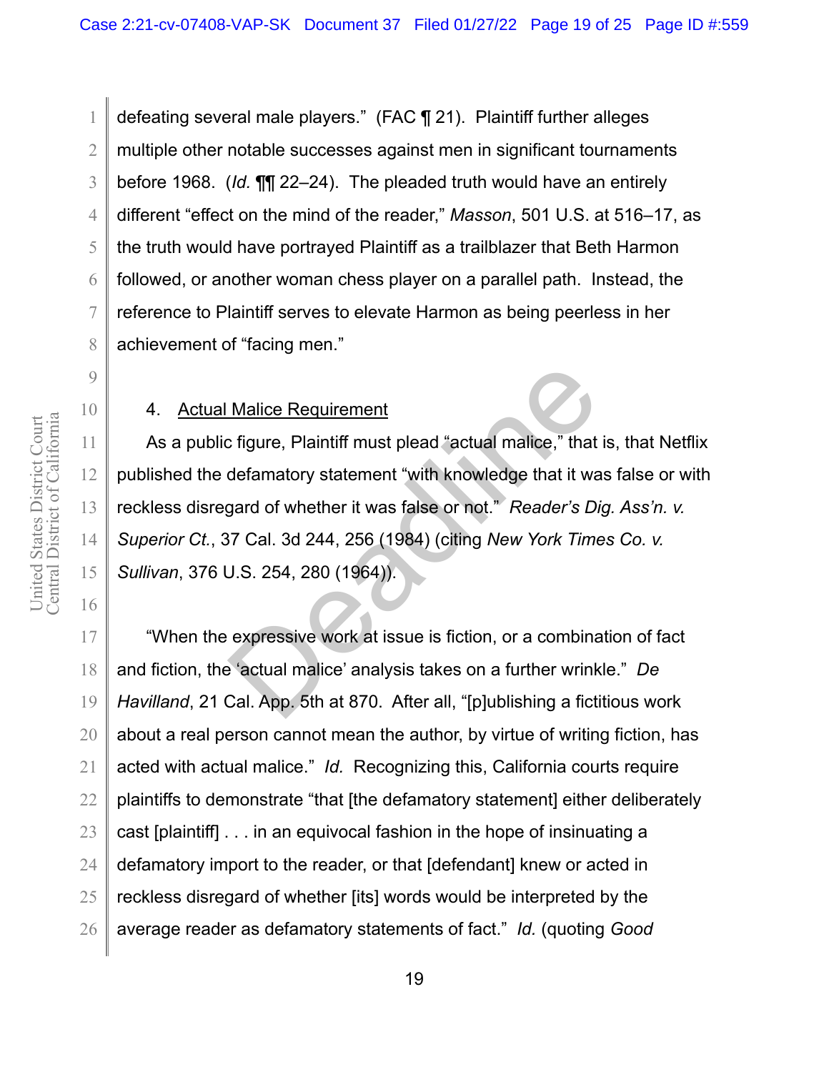defeating several male players." (FAC ¶ 21). Plaintiff further alleges multiple other notable successes against men in significant tournaments before 1968. (*Id.* ¶¶ 22–24). The pleaded truth would have an entirely different "effect on the mind of the reader," *Masson*, 501 U.S. at 516–17, as the truth would have portrayed Plaintiff as a trailblazer that Beth Harmon followed, or another woman chess player on a parallel path. Instead, the reference to Plaintiff serves to elevate Harmon as being peerless in her achievement of "facing men."

4. Actual Malice Requirement

As a public figure, Plaintiff must plead "actual malice," that is, that Netflix published the defamatory statement "with knowledge that it was false or with reckless disregard of whether it was false or not." *Reader's Dig. Ass'n. v. Superior Ct.*, 37 Cal. 3d 244, 256 (1984) (citing *New York Times Co. v. Sullivan*, 376 U.S. 254, 280 (1964)).

"When the expressive work at issue is fiction, or a combination of fact and fiction, the 'actual malice' analysis takes on a further wrinkle." *De Havilland*, 21 Cal. App. 5th at 870. After all, "[p]ublishing a fictitious work about a real person cannot mean the author, by virtue of writing fiction, has acted with actual malice." *Id.* Recognizing this, California courts require plaintiffs to demonstrate "that [the defamatory statement] either deliberately cast [plaintiff] . . . in an equivocal fashion in the hope of insinuating a defamatory import to the reader, or that [defendant] knew or acted in reckless disregard of whether [its] words would be interpreted by the average reader as defamatory statements of fact." *Id.* (quoting *Good*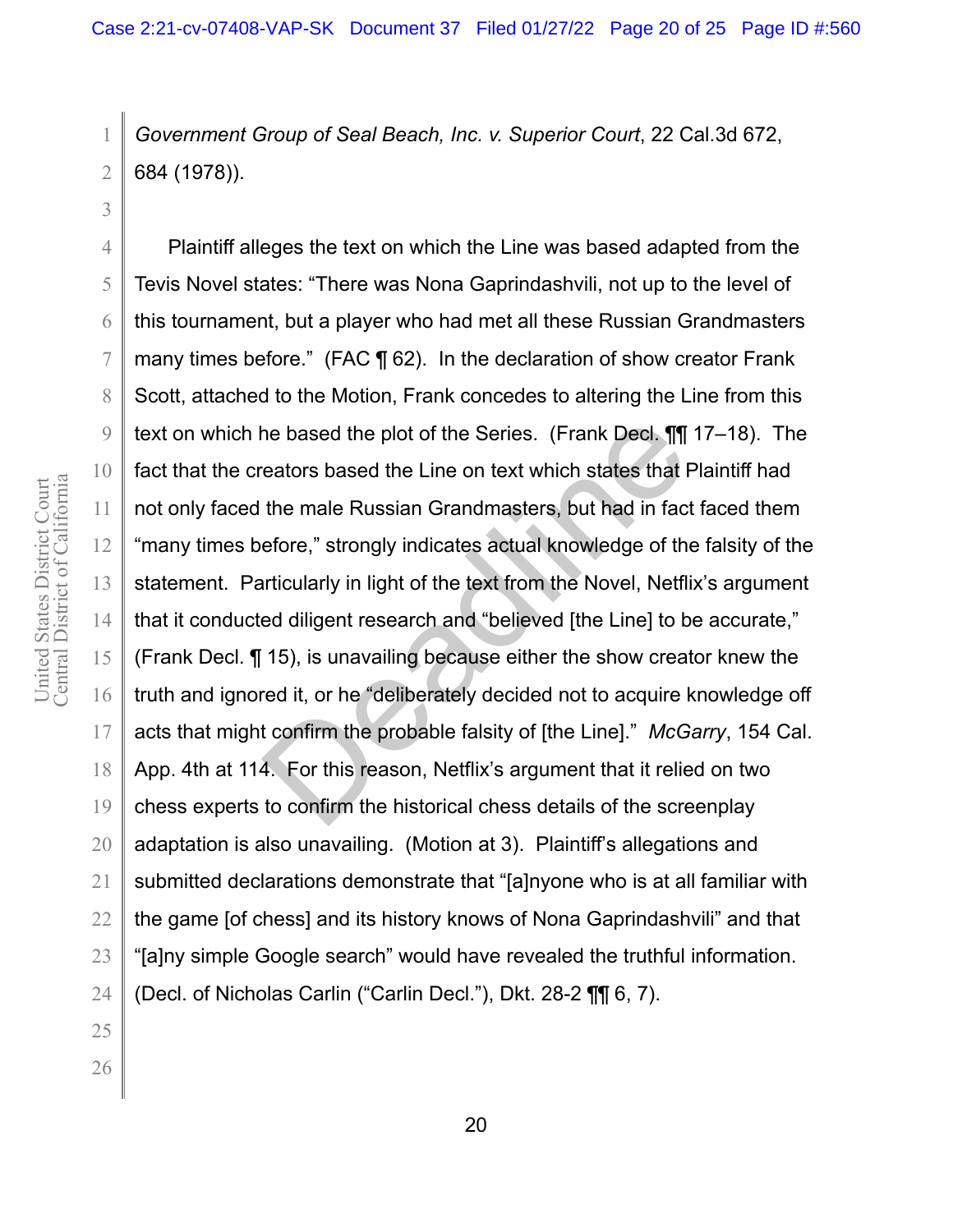*Government Group of Seal Beach, Inc. v. Superior Court*, 22 Cal.3d 672, 684 (1978)).

Plaintiff alleges the text on which the Line was based adapted from the Tevis Novel states: "There was Nona Gaprindashvili, not up to the level of this tournament, but a player who had met all these Russian Grandmasters many times before." (FAC ¶ 62). In the declaration of show creator Frank Scott, attached to the Motion, Frank concedes to altering the Line from this text on which he based the plot of the Series. (Frank Decl. ¶¶ 17–18). The fact that the creators based the Line on text which states that Plaintiff had not only faced the male Russian Grandmasters, but had in fact faced them "many times before," strongly indicates actual knowledge of the falsity of the statement. Particularly in light of the text from the Novel, Netflix's argument that it conducted diligent research and "believed [the Line] to be accurate," (Frank Decl. ¶ 15), is unavailing because either the show creator knew the truth and ignored it, or he "deliberately decided not to acquire knowledge off acts that might confirm the probable falsity of [the Line]." *McGarry*, 154 Cal. App. 4th at 114. For this reason, Netflix's argument that it relied on two chess experts to confirm the historical chess details of the screenplay adaptation is also unavailing. (Motion at 3). Plaintiff's allegations and submitted declarations demonstrate that "[a]nyone who is at all familiar with the game [of chess] and its history knows of Nona Gaprindashvili" and that "[a]ny simple Google search" would have revealed the truthful information. (Decl. of Nicholas Carlin ("Carlin Decl."), Dkt. 28-2 ¶¶ 6, 7).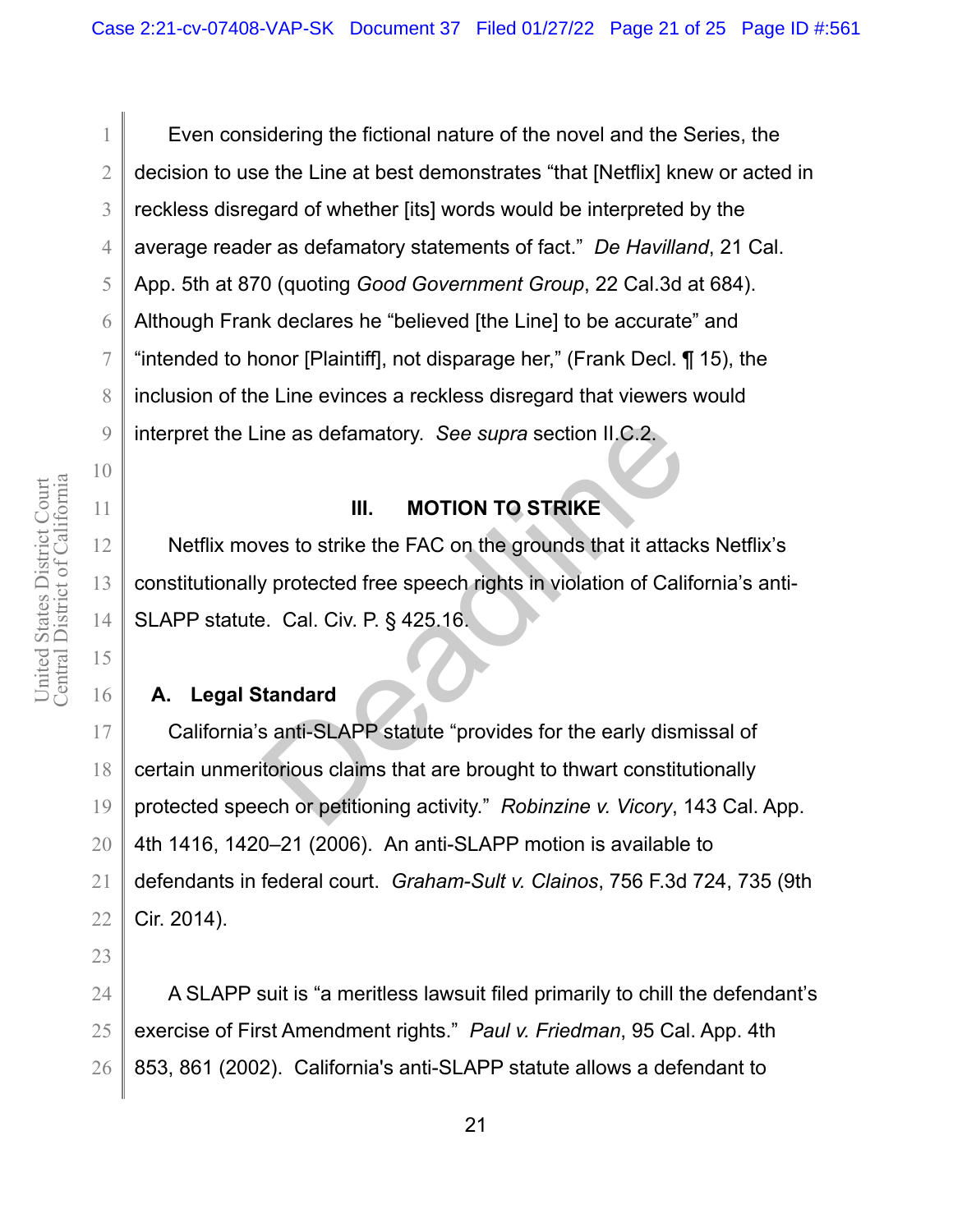Even considering the fictional nature of the novel and the Series, the decision to use the Line at best demonstrates "that [Netflix] knew or acted in reckless disregard of whether [its] words would be interpreted by the average reader as defamatory statements of fact." *De Havilland*, 21 Cal. App. 5th at 870 (quoting *Good Government Group*, 22 Cal.3d at 684). Although Frank declares he "believed [the Line] to be accurate" and "intended to honor [Plaintiff], not disparage her," (Frank Decl. ¶ 15), the inclusion of the Line evinces a reckless disregard that viewers would interpret the Line as defamatory. *See supra* section II.C.2.

## III. MOTION TO STRIKE

Netflix moves to strike the FAC on the grounds that it attacks Netflix's constitutionally protected free speech rights in violation of California's anti-SLAPP statute. Cal. Civ. P. § 425.16.

### A. Legal Standard

California's anti-SLAPP statute "provides for the early dismissal of certain unmeritorious claims that are brought to thwart constitutionally protected speech or petitioning activity." *Robinzine v. Vicory*, 143 Cal. App. 4th 1416, 1420–21 (2006). An anti-SLAPP motion is available to defendants in federal court. *Graham-Sult v. Clainos*, 756 F.3d 724, 735 (9th Cir. 2014).

A SLAPP suit is "a meritless lawsuit filed primarily to chill the defendant's exercise of First Amendment rights." *Paul v. Friedman*, 95 Cal. App. 4th 853, 861 (2002). California's anti-SLAPP statute allows a defendant to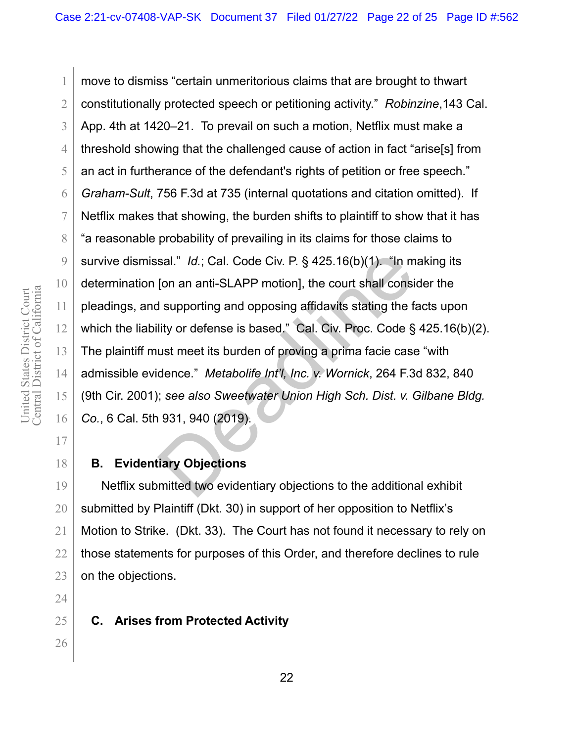move to dismiss "certain unmeritorious claims that are brought to thwart constitutionally protected speech or petitioning activity." *Robinzine*,143 Cal. App. 4th at 1420–21. To prevail on such a motion, Netflix must make a threshold showing that the challenged cause of action in fact "arise[s] from an act in furtherance of the defendant's rights of petition or free speech." *Graham-Sult*, 756 F.3d at 735 (internal quotations and citation omitted). If Netflix makes that showing, the burden shifts to plaintiff to show that it has "a reasonable probability of prevailing in its claims for those claims to survive dismissal." *Id.*; Cal. Code Civ. P. § 425.16(b)(1). "In making its determination [on an anti-SLAPP motion], the court shall consider the pleadings, and supporting and opposing affidavits stating the facts upon which the liability or defense is based." Cal. Civ. Proc. Code § 425.16(b)(2). The plaintiff must meet its burden of proving a prima facie case "with admissible evidence." *Metabolife Int'l, Inc. v. Wornick*, 264 F.3d 832, 840 (9th Cir. 2001); *see also Sweetwater Union High Sch. Dist. v. Gilbane Bldg. Co.*, 6 Cal. 5th 931, 940 (2019).

### B. Evidentiary Objections

Netflix submitted two evidentiary objections to the additional exhibit submitted by Plaintiff (Dkt. 30) in support of her opposition to Netflix's Motion to Strike. (Dkt. 33). The Court has not found it necessary to rely on those statements for purposes of this Order, and therefore declines to rule on the objections.

### C. Arises from Protected Activity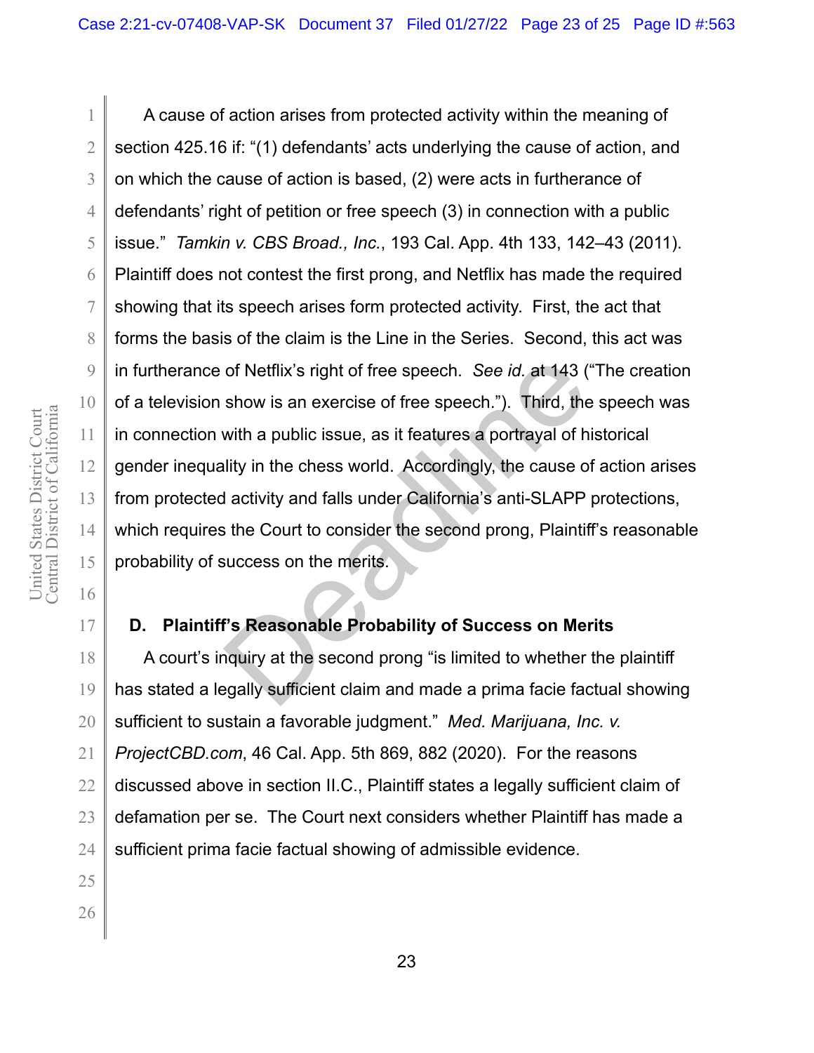A cause of action arises from protected activity within the meaning of section 425.16 if: "(1) defendants' acts underlying the cause of action, and on which the cause of action is based, (2) were acts in furtherance of defendants' right of petition or free speech (3) in connection with a public issue." *Tamkin v. CBS Broad., Inc.*, 193 Cal. App. 4th 133, 142–43 (2011). Plaintiff does not contest the first prong, and Netflix has made the required showing that its speech arises form protected activity. First, the act that forms the basis of the claim is the Line in the Series. Second, this act was in furtherance of Netflix's right of free speech. *See id.* at 143 ("The creation of a television show is an exercise of free speech."). Third, the speech was in connection with a public issue, as it features a portrayal of historical gender inequality in the chess world. Accordingly, the cause of action arises from protected activity and falls under California's anti-SLAPP protections, which requires the Court to consider the second prong, Plaintiff's reasonable probability of success on the merits.

### D. Plaintiff's Reasonable Probability of Success on Merits

A court's inquiry at the second prong "is limited to whether the plaintiff has stated a legally sufficient claim and made a prima facie factual showing sufficient to sustain a favorable judgment." *Med. Marijuana, Inc. v. ProjectCBD.com*, 46 Cal. App. 5th 869, 882 (2020). For the reasons discussed above in section II.C., Plaintiff states a legally sufficient claim of defamation per se. The Court next considers whether Plaintiff has made a sufficient prima facie factual showing of admissible evidence.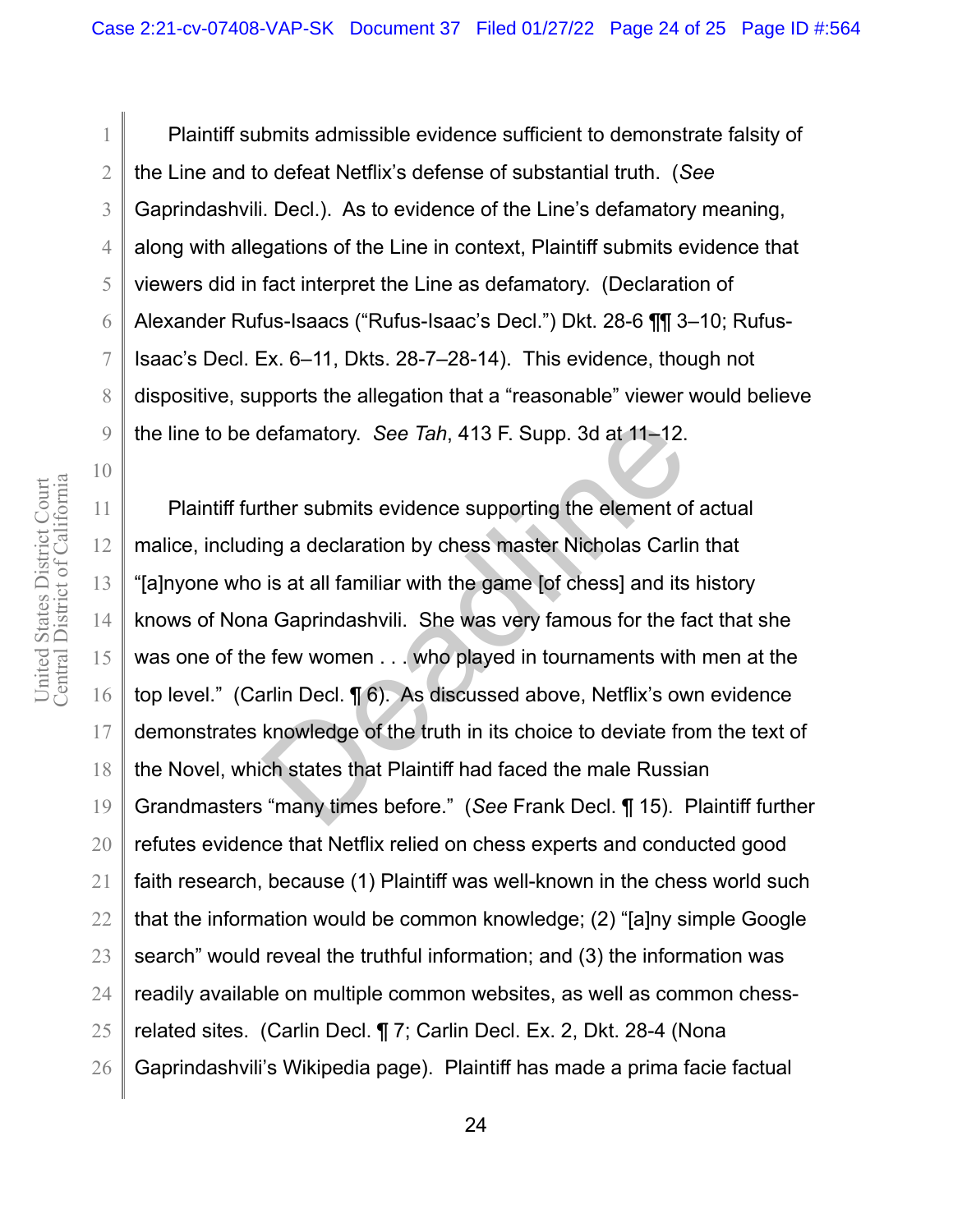Plaintiff submits admissible evidence sufficient to demonstrate falsity of the Line and to defeat Netflix's defense of substantial truth. (*See* Gaprindashvili. Decl.). As to evidence of the Line's defamatory meaning, along with allegations of the Line in context, Plaintiff submits evidence that viewers did in fact interpret the Line as defamatory. (Declaration of Alexander Rufus-Isaacs ("Rufus-Isaac's Decl.") Dkt. 28-6 ¶¶ 3–10; Rufus-Isaac's Decl. Ex. 6–11, Dkts. 28-7–28-14). This evidence, though not dispositive, supports the allegation that a "reasonable" viewer would believe the line to be defamatory. *See Tah*, 413 F. Supp. 3d at 11–12.

Plaintiff further submits evidence supporting the element of actual malice, including a declaration by chess master Nicholas Carlin that "[a]nyone who is at all familiar with the game [of chess] and its history knows of Nona Gaprindashvili. She was very famous for the fact that she was one of the few women . . . who played in tournaments with men at the top level." (Carlin Decl. ¶ 6). As discussed above, Netflix's own evidence demonstrates knowledge of the truth in its choice to deviate from the text of the Novel, which states that Plaintiff had faced the male Russian Grandmasters "many times before." (*See* Frank Decl. ¶ 15). Plaintiff further refutes evidence that Netflix relied on chess experts and conducted good faith research, because (1) Plaintiff was well-known in the chess world such that the information would be common knowledge; (2) "[a]ny simple Google search" would reveal the truthful information; and (3) the information was readily available on multiple common websites, as well as common chess-related sites. (Carlin Decl. ¶ 7; Carlin Decl. Ex. 2, Dkt. 28-4 (Nona Gaprindashvili's Wikipedia page). Plaintiff has made a prima facie factual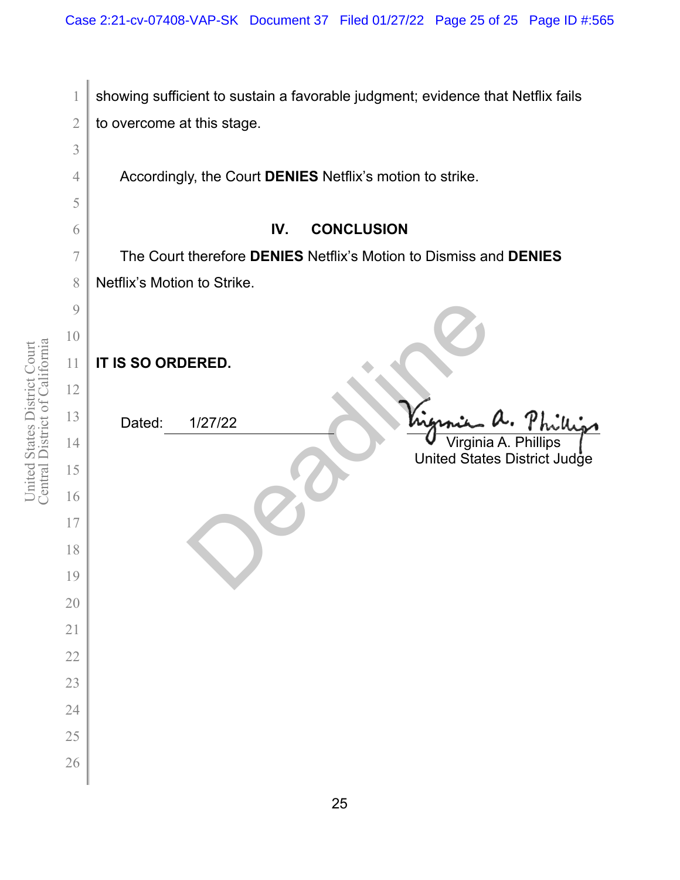showing sufficient to sustain a favorable judgment; evidence that Netflix fails to overcome at this stage.

Accordingly, the Court **DENIES** Netflix's motion to strike.

## IV. CONCLUSION

The Court therefore **DENIES** Netflix's Motion to Dismiss and **DENIES** Netflix's Motion to Strike.

**IT IS SO ORDERED.**

Dated: 1/27/22

Virginia A. Phillips
United States District Judge